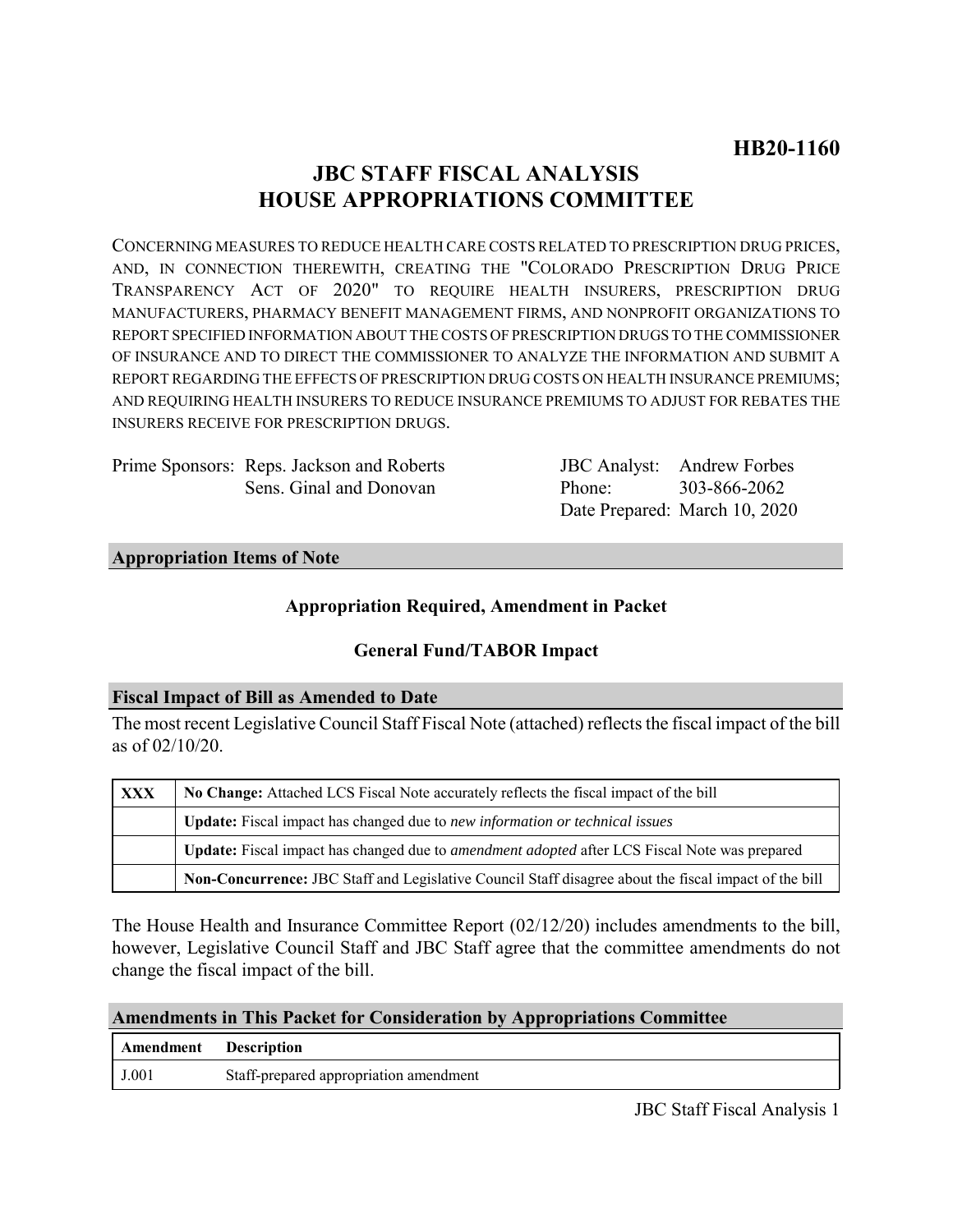**HB20-1160**

# JBC STAFF FISCAL ANALYSIS
# HOUSE APPROPRIATIONS COMMITTEE

CONCERNING MEASURES TO REDUCE HEALTH CARE COSTS RELATED TO PRESCRIPTION DRUG PRICES, AND, IN CONNECTION THEREWITH, CREATING THE "COLORADO PRESCRIPTION DRUG PRICE TRANSPARENCY ACT OF 2020" TO REQUIRE HEALTH INSURERS, PRESCRIPTION DRUG MANUFACTURERS, PHARMACY BENEFIT MANAGEMENT FIRMS, AND NONPROFIT ORGANIZATIONS TO REPORT SPECIFIED INFORMATION ABOUT THE COSTS OF PRESCRIPTION DRUGS TO THE COMMISSIONER OF INSURANCE AND TO DIRECT THE COMMISSIONER TO ANALYZE THE INFORMATION AND SUBMIT A REPORT REGARDING THE EFFECTS OF PRESCRIPTION DRUG COSTS ON HEALTH INSURANCE PREMIUMS; AND REQUIRING HEALTH INSURERS TO REDUCE INSURANCE PREMIUMS TO ADJUST FOR REBATES THE INSURERS RECEIVE FOR PRESCRIPTION DRUGS.

Prime Sponsors: Reps. Jackson and Roberts
Sens. Ginal and Donovan

JBC Analyst: Andrew Forbes
Phone: 303-866-2062
Date Prepared: March 10, 2020

## Appropriation Items of Note

**Appropriation Required, Amendment in Packet**

**General Fund/TABOR Impact**

## Fiscal Impact of Bill as Amended to Date

The most recent Legislative Council Staff Fiscal Note (attached) reflects the fiscal impact of the bill as of 02/10/20.

| | |
|---|---|
| **XXX** | **No Change:** Attached LCS Fiscal Note accurately reflects the fiscal impact of the bill |
| | **Update:** Fiscal impact has changed due to *new information or technical issues* |
| | **Update:** Fiscal impact has changed due to *amendment adopted* after LCS Fiscal Note was prepared |
| | **Non-Concurrence:** JBC Staff and Legislative Council Staff disagree about the fiscal impact of the bill |

The House Health and Insurance Committee Report (02/12/20) includes amendments to the bill, however, Legislative Council Staff and JBC Staff agree that the committee amendments do not change the fiscal impact of the bill.

## Amendments in This Packet for Consideration by Appropriations Committee

| Amendment | Description |
|---|---|
| J.001 | Staff-prepared appropriation amendment |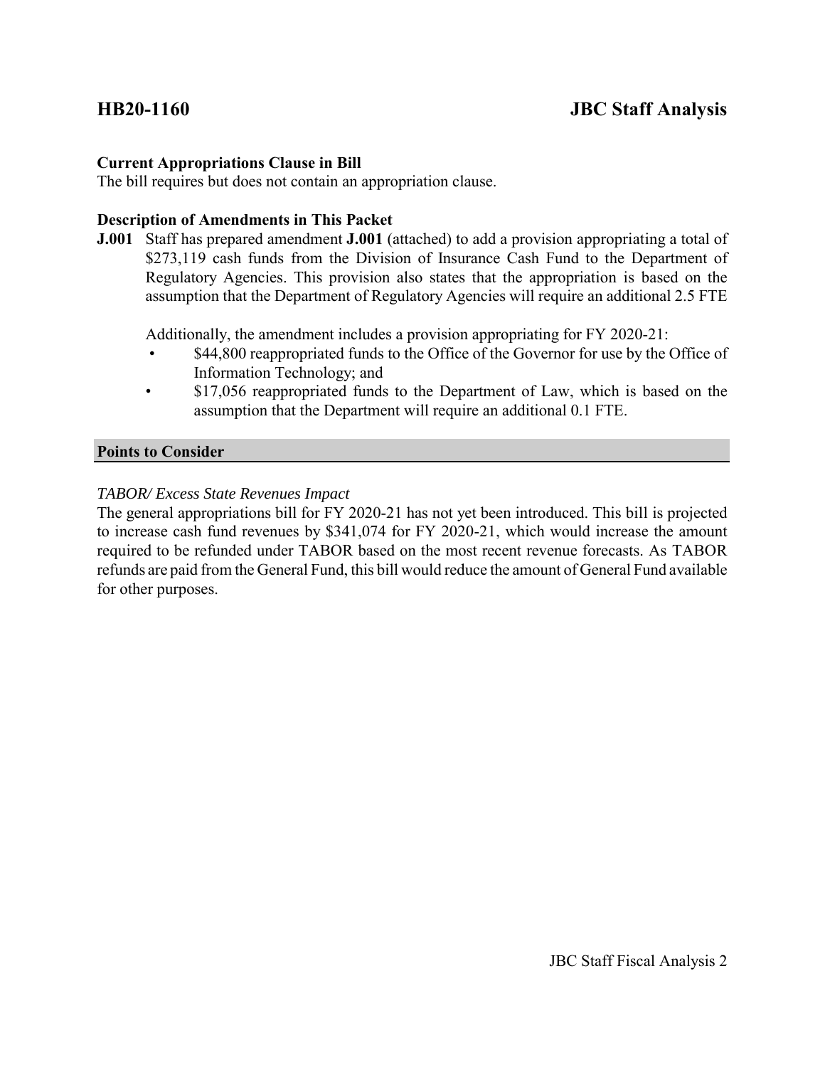**Current Appropriations Clause in Bill**

The bill requires but does not contain an appropriation clause.

**Description of Amendments in This Packet**

**J.001** Staff has prepared amendment **J.001** (attached) to add a provision appropriating a total of $273,119 cash funds from the Division of Insurance Cash Fund to the Department of Regulatory Agencies. This provision also states that the appropriation is based on the assumption that the Department of Regulatory Agencies will require an additional 2.5 FTE

Additionally, the amendment includes a provision appropriating for FY 2020-21:

- $44,800 reappropriated funds to the Office of the Governor for use by the Office of Information Technology; and
- $17,056 reappropriated funds to the Department of Law, which is based on the assumption that the Department will require an additional 0.1 FTE.

## Points to Consider

*TABOR/ Excess State Revenues Impact*

The general appropriations bill for FY 2020-21 has not yet been introduced. This bill is projected to increase cash fund revenues by $341,074 for FY 2020-21, which would increase the amount required to be refunded under TABOR based on the most recent revenue forecasts. As TABOR refunds are paid from the General Fund, this bill would reduce the amount of General Fund available for other purposes.